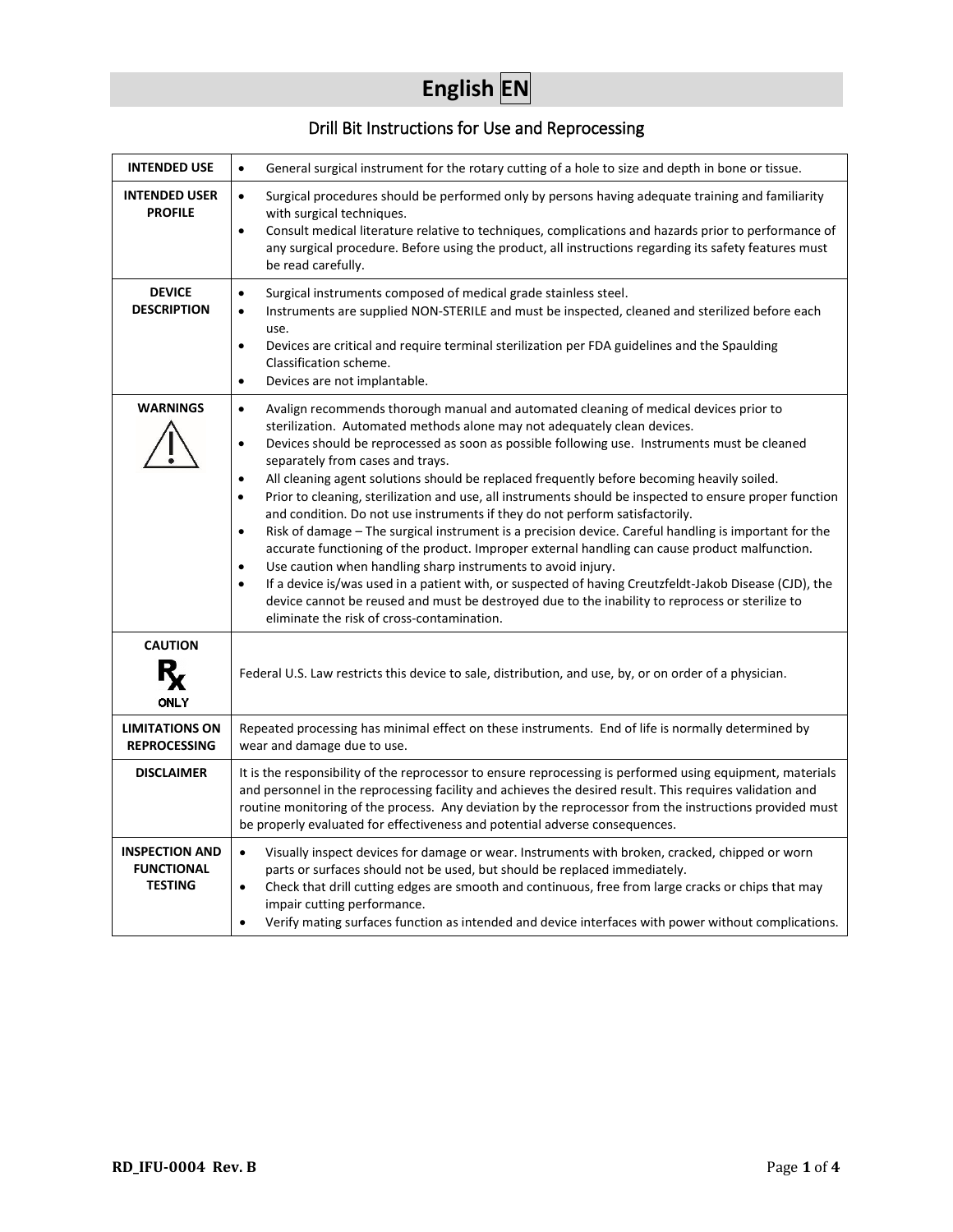# English EN

## Drill Bit Instructions for Use and Reprocessing

| | |
|---|---|
| **INTENDED USE** | • General surgical instrument for the rotary cutting of a hole to size and depth in bone or tissue. |
| **INTENDED USER PROFILE** | • Surgical procedures should be performed only by persons having adequate training and familiarity with surgical techniques.<br>• Consult medical literature relative to techniques, complications and hazards prior to performance of any surgical procedure. Before using the product, all instructions regarding its safety features must be read carefully. |
| **DEVICE DESCRIPTION** | • Surgical instruments composed of medical grade stainless steel.<br>• Instruments are supplied NON-STERILE and must be inspected, cleaned and sterilized before each use.<br>• Devices are critical and require terminal sterilization per FDA guidelines and the Spaulding Classification scheme.<br>• Devices are not implantable. |
| **WARNINGS** | • Avalign recommends thorough manual and automated cleaning of medical devices prior to sterilization. Automated methods alone may not adequately clean devices.<br>• Devices should be reprocessed as soon as possible following use. Instruments must be cleaned separately from cases and trays.<br>• All cleaning agent solutions should be replaced frequently before becoming heavily soiled.<br>• Prior to cleaning, sterilization and use, all instruments should be inspected to ensure proper function and condition. Do not use instruments if they do not perform satisfactorily.<br>• Risk of damage – The surgical instrument is a precision device. Careful handling is important for the accurate functioning of the product. Improper external handling can cause product malfunction.<br>• Use caution when handling sharp instruments to avoid injury.<br>• If a device is/was used in a patient with, or suspected of having Creutzfeldt-Jakob Disease (CJD), the device cannot be reused and must be destroyed due to the inability to reprocess or sterilize to eliminate the risk of cross-contamination. |
| **CAUTION**<br>Rx ONLY | Federal U.S. Law restricts this device to sale, distribution, and use, by, or on order of a physician. |
| **LIMITATIONS ON REPROCESSING** | Repeated processing has minimal effect on these instruments. End of life is normally determined by wear and damage due to use. |
| **DISCLAIMER** | It is the responsibility of the reprocessor to ensure reprocessing is performed using equipment, materials and personnel in the reprocessing facility and achieves the desired result. This requires validation and routine monitoring of the process. Any deviation by the reprocessor from the instructions provided must be properly evaluated for effectiveness and potential adverse consequences. |
| **INSPECTION AND FUNCTIONAL TESTING** | • Visually inspect devices for damage or wear. Instruments with broken, cracked, chipped or worn parts or surfaces should not be used, but should be replaced immediately.<br>• Check that drill cutting edges are smooth and continuous, free from large cracks or chips that may impair cutting performance.<br>• Verify mating surfaces function as intended and device interfaces with power without complications. |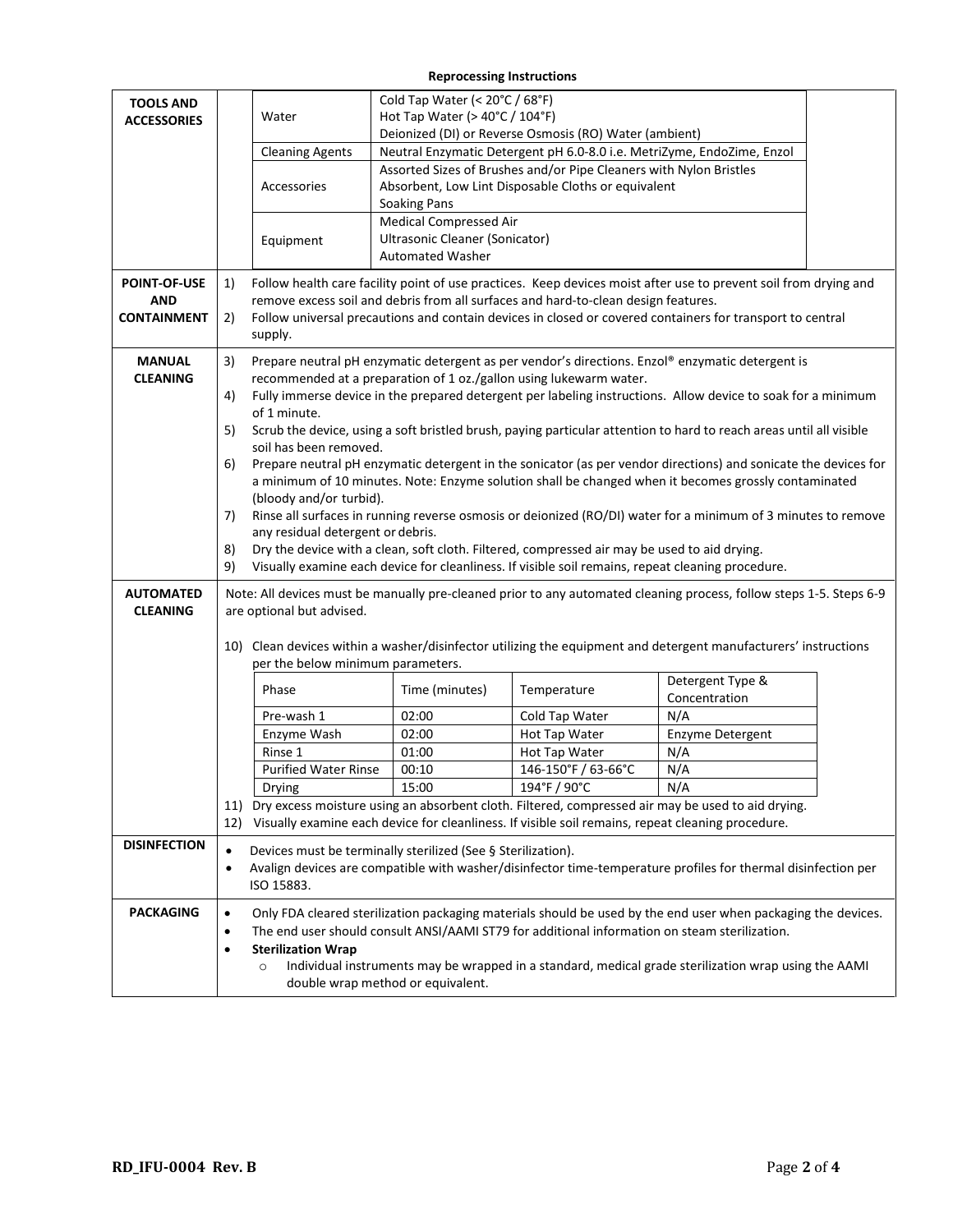**Reprocessing Instructions**

| Section | Content |
|---|---|
| **TOOLS AND ACCESSORIES** | **Water:** Cold Tap Water (< 20°C / 68°F); Hot Tap Water (> 40°C / 104°F); Deionized (DI) or Reverse Osmosis (RO) Water (ambient)<br>**Cleaning Agents:** Neutral Enzymatic Detergent pH 6.0-8.0 i.e. MetriZyme, EndoZime, Enzol<br>**Accessories:** Assorted Sizes of Brushes and/or Pipe Cleaners with Nylon Bristles; Absorbent, Low Lint Disposable Cloths or equivalent; Soaking Pans<br>**Equipment:** Medical Compressed Air; Ultrasonic Cleaner (Sonicator); Automated Washer |
| **POINT-OF-USE AND CONTAINMENT** | 1) Follow health care facility point of use practices. Keep devices moist after use to prevent soil from drying and remove excess soil and debris from all surfaces and hard-to-clean design features.<br>2) Follow universal precautions and contain devices in closed or covered containers for transport to central supply. |
| **MANUAL CLEANING** | 3) Prepare neutral pH enzymatic detergent as per vendor's directions. Enzol® enzymatic detergent is recommended at a preparation of 1 oz./gallon using lukewarm water.<br>4) Fully immerse device in the prepared detergent per labeling instructions. Allow device to soak for a minimum of 1 minute.<br>5) Scrub the device, using a soft bristled brush, paying particular attention to hard to reach areas until all visible soil has been removed.<br>6) Prepare neutral pH enzymatic detergent in the sonicator (as per vendor directions) and sonicate the devices for a minimum of 10 minutes. Note: Enzyme solution shall be changed when it becomes grossly contaminated (bloody and/or turbid).<br>7) Rinse all surfaces in running reverse osmosis or deionized (RO/DI) water for a minimum of 3 minutes to remove any residual detergent or debris.<br>8) Dry the device with a clean, soft cloth. Filtered, compressed air may be used to aid drying.<br>9) Visually examine each device for cleanliness. If visible soil remains, repeat cleaning procedure. |
| **AUTOMATED CLEANING** | Note: All devices must be manually pre-cleaned prior to any automated cleaning process, follow steps 1-5. Steps 6-9 are optional but advised.<br>10) Clean devices within a washer/disinfector utilizing the equipment and detergent manufacturers' instructions per the below minimum parameters. (See table below.)<br>11) Dry excess moisture using an absorbent cloth. Filtered, compressed air may be used to aid drying.<br>12) Visually examine each device for cleanliness. If visible soil remains, repeat cleaning procedure. |
| **DISINFECTION** | • Devices must be terminally sterilized (See § Sterilization).<br>• Avalign devices are compatible with washer/disinfector time-temperature profiles for thermal disinfection per ISO 15883. |
| **PACKAGING** | • Only FDA cleared sterilization packaging materials should be used by the end user when packaging the devices.<br>• The end user should consult ANSI/AAMI ST79 for additional information on steam sterilization.<br>• **Sterilization Wrap**<br>  ○ Individual instruments may be wrapped in a standard, medical grade sterilization wrap using the AAMI double wrap method or equivalent. |

| Phase | Time (minutes) | Temperature | Detergent Type & Concentration |
|---|---|---|---|
| Pre-wash 1 | 02:00 | Cold Tap Water | N/A |
| Enzyme Wash | 02:00 | Hot Tap Water | Enzyme Detergent |
| Rinse 1 | 01:00 | Hot Tap Water | N/A |
| Purified Water Rinse | 00:10 | 146-150°F / 63-66°C | N/A |
| Drying | 15:00 | 194°F / 90°C | N/A |

RD_IFU-0004 Rev. B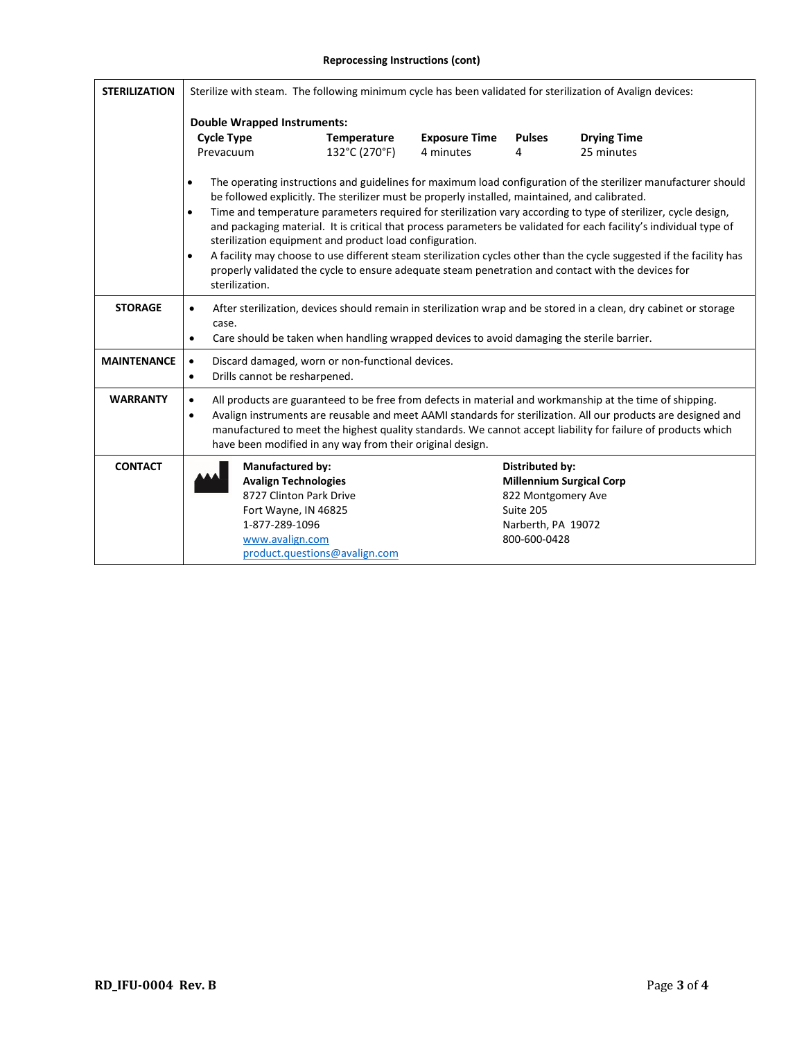**Reprocessing Instructions (cont)**

| | |
|---|---|
| **STERILIZATION** | Sterilize with steam. The following minimum cycle has been validated for sterilization of Avalign devices:<br><br>**Double Wrapped Instruments:**<br>**Cycle Type:** Prevacuum; **Temperature:** 132°C (270°F); **Exposure Time:** 4 minutes; **Pulses:** 4; **Drying Time:** 25 minutes<br><br>• The operating instructions and guidelines for maximum load configuration of the sterilizer manufacturer should be followed explicitly. The sterilizer must be properly installed, maintained, and calibrated.<br>• Time and temperature parameters required for sterilization vary according to type of sterilizer, cycle design, and packaging material. It is critical that process parameters be validated for each facility's individual type of sterilization equipment and product load configuration.<br>• A facility may choose to use different steam sterilization cycles other than the cycle suggested if the facility has properly validated the cycle to ensure adequate steam penetration and contact with the devices for sterilization. |
| **STORAGE** | • After sterilization, devices should remain in sterilization wrap and be stored in a clean, dry cabinet or storage case.<br>• Care should be taken when handling wrapped devices to avoid damaging the sterile barrier. |
| **MAINTENANCE** | • Discard damaged, worn or non-functional devices.<br>• Drills cannot be resharpened. |
| **WARRANTY** | • All products are guaranteed to be free from defects in material and workmanship at the time of shipping.<br>• Avalign instruments are reusable and meet AAMI standards for sterilization. All our products are designed and manufactured to meet the highest quality standards. We cannot accept liability for failure of products which have been modified in any way from their original design. |
| **CONTACT** | **Manufactured by:**<br>**Avalign Technologies**<br>8727 Clinton Park Drive<br>Fort Wayne, IN 46825<br>1-877-289-1096<br>www.avalign.com<br>product.questions@avalign.com<br><br>**Distributed by:**<br>**Millennium Surgical Corp**<br>822 Montgomery Ave<br>Suite 205<br>Narberth, PA 19072<br>800-600-0428 |

**RD_IFU-0004 Rev. B**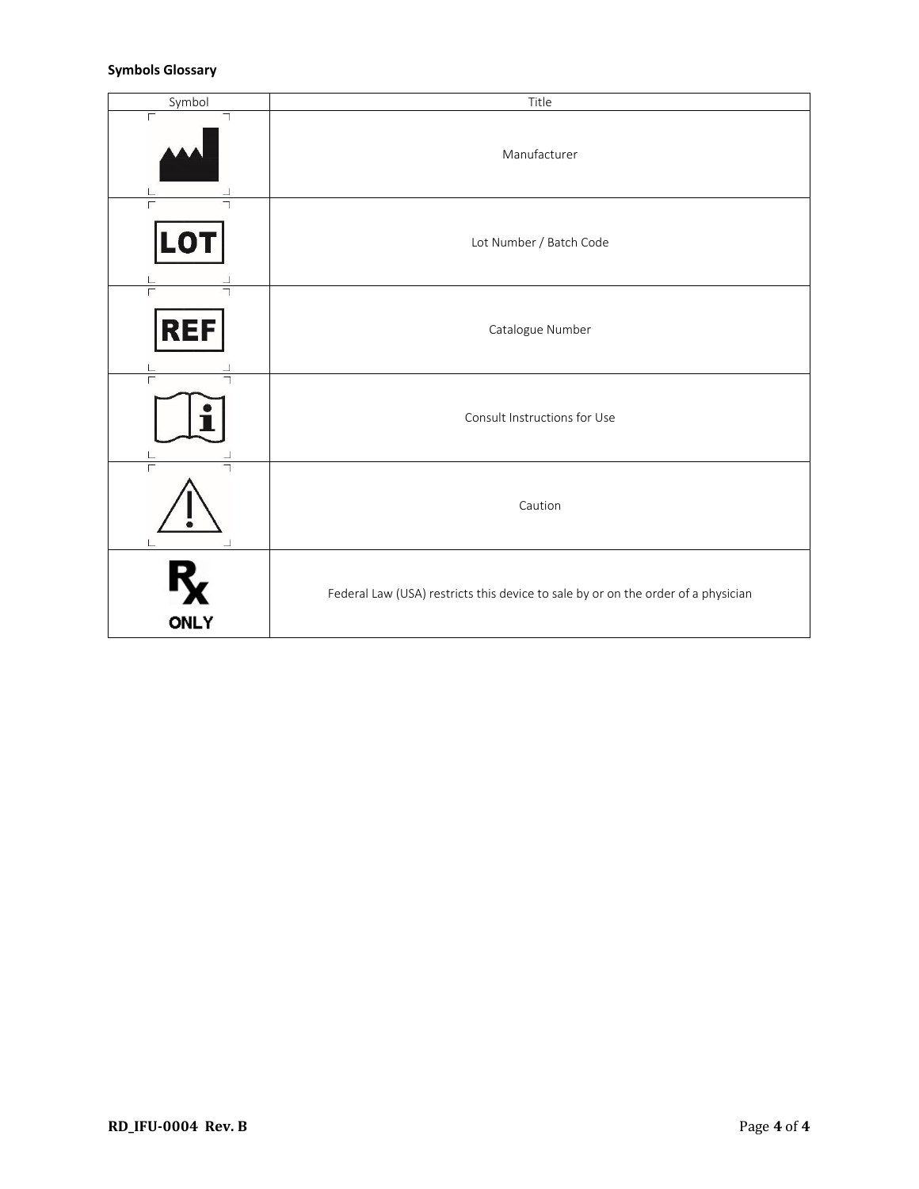**Symbols Glossary**

| Symbol | Title |
| --- | --- |
| | Manufacturer |
| LOT | Lot Number / Batch Code |
| REF | Catalogue Number |
| | Consult Instructions for Use |
| | Caution |
| Rx ONLY | Federal Law (USA) restricts this device to sale by or on the order of a physician |

RD_IFU-0004 Rev. B